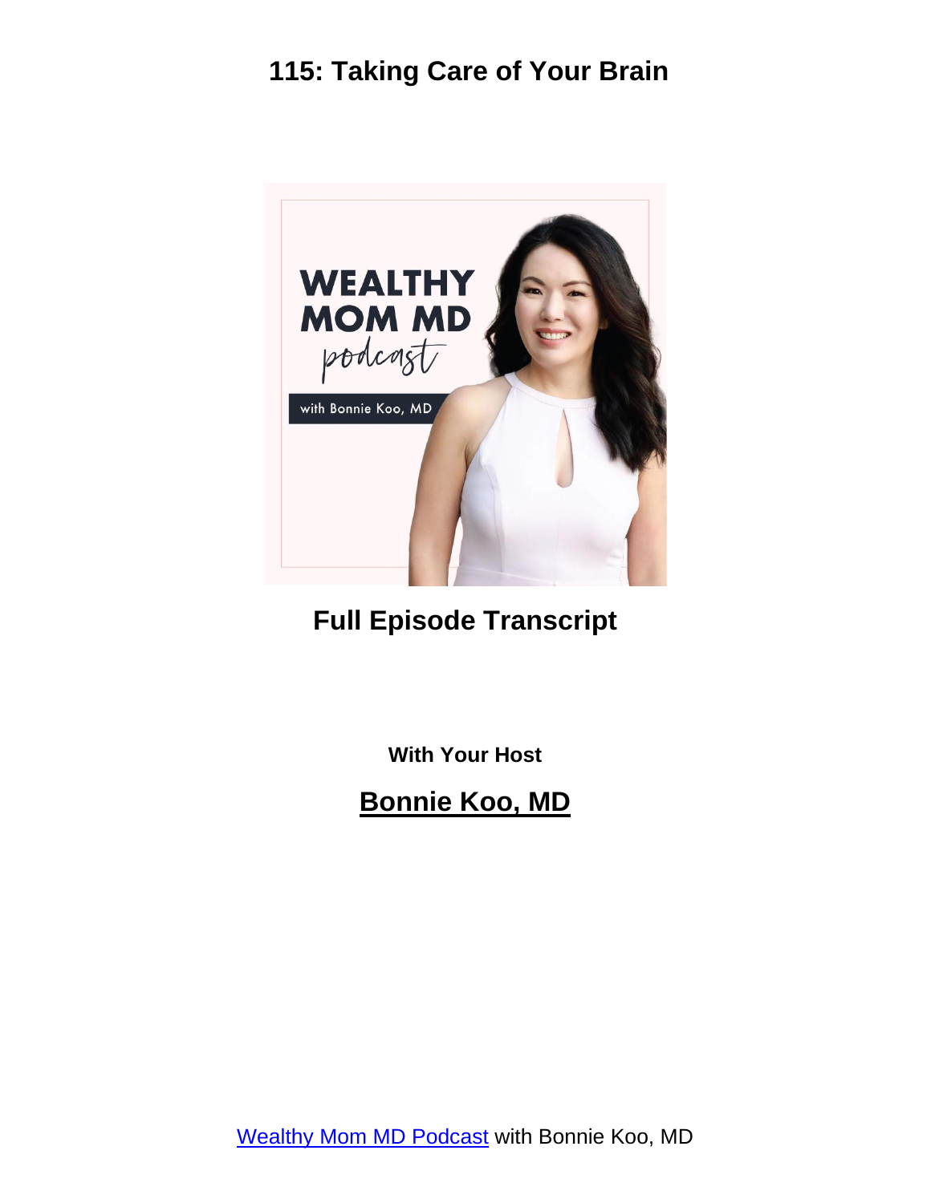# 115: Taking Care of Your Brain

## Full Episode Transcript

**With Your Host**

## Bonnie Koo, MD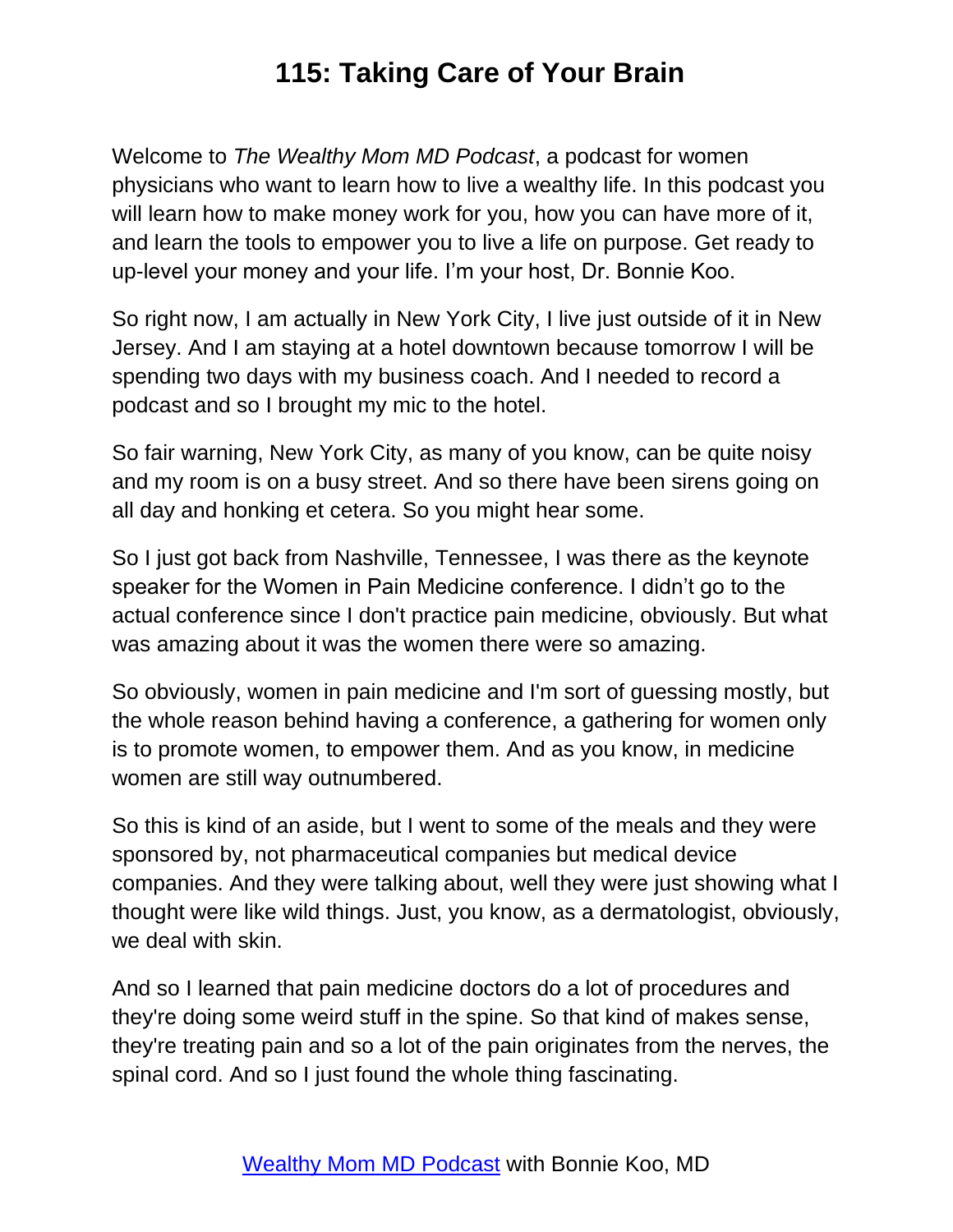# 115: Taking Care of Your Brain

Welcome to *The Wealthy Mom MD Podcast*, a podcast for women physicians who want to learn how to live a wealthy life. In this podcast you will learn how to make money work for you, how you can have more of it, and learn the tools to empower you to live a life on purpose. Get ready to up-level your money and your life. I'm your host, Dr. Bonnie Koo.

So right now, I am actually in New York City, I live just outside of it in New Jersey. And I am staying at a hotel downtown because tomorrow I will be spending two days with my business coach. And I needed to record a podcast and so I brought my mic to the hotel.

So fair warning, New York City, as many of you know, can be quite noisy and my room is on a busy street. And so there have been sirens going on all day and honking et cetera. So you might hear some.

So I just got back from Nashville, Tennessee, I was there as the keynote speaker for the Women in Pain Medicine conference. I didn't go to the actual conference since I don't practice pain medicine, obviously. But what was amazing about it was the women there were so amazing.

So obviously, women in pain medicine and I'm sort of guessing mostly, but the whole reason behind having a conference, a gathering for women only is to promote women, to empower them. And as you know, in medicine women are still way outnumbered.

So this is kind of an aside, but I went to some of the meals and they were sponsored by, not pharmaceutical companies but medical device companies. And they were talking about, well they were just showing what I thought were like wild things. Just, you know, as a dermatologist, obviously, we deal with skin.

And so I learned that pain medicine doctors do a lot of procedures and they're doing some weird stuff in the spine. So that kind of makes sense, they're treating pain and so a lot of the pain originates from the nerves, the spinal cord. And so I just found the whole thing fascinating.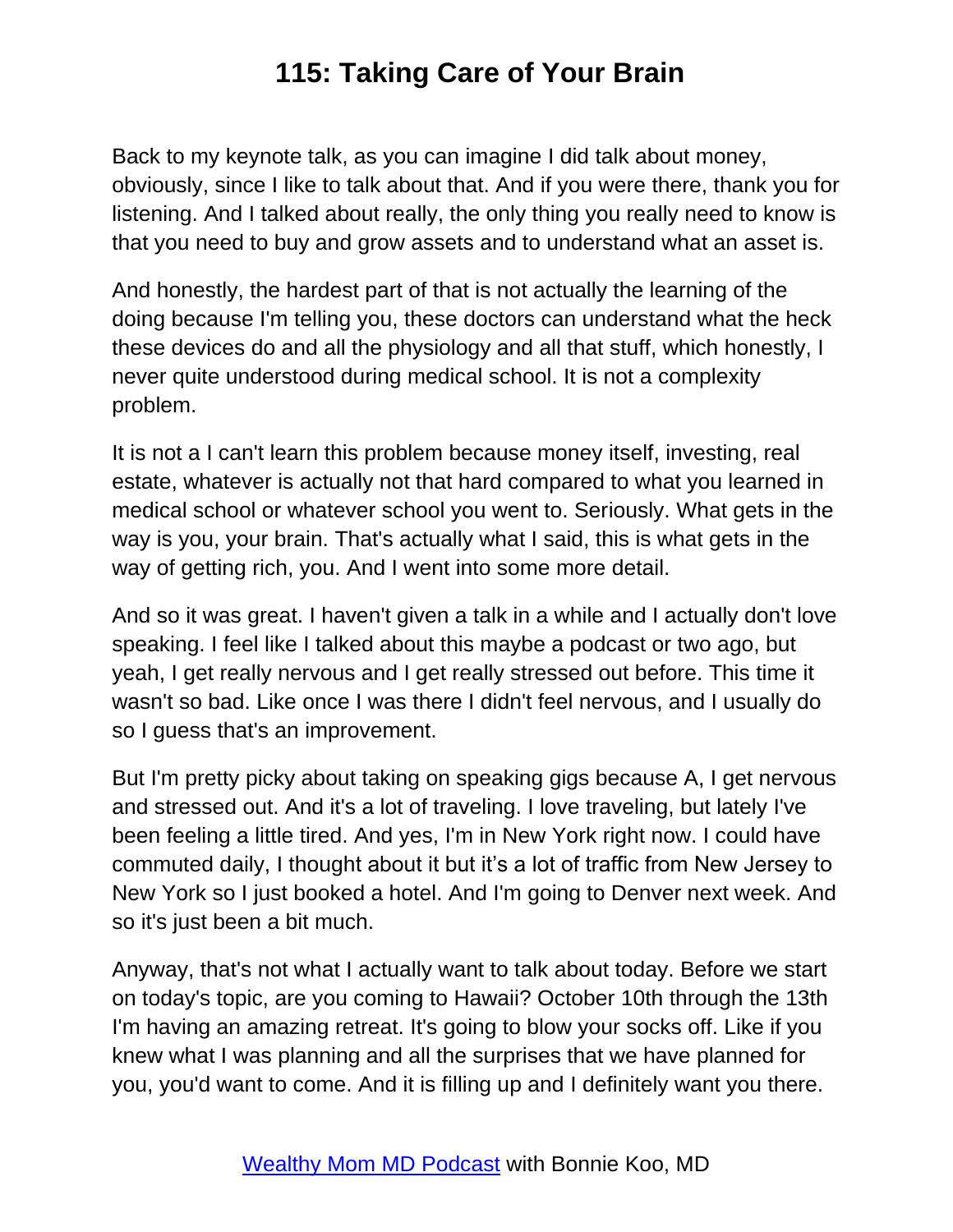Back to my keynote talk, as you can imagine I did talk about money, obviously, since I like to talk about that. And if you were there, thank you for listening. And I talked about really, the only thing you really need to know is that you need to buy and grow assets and to understand what an asset is.

And honestly, the hardest part of that is not actually the learning of the doing because I'm telling you, these doctors can understand what the heck these devices do and all the physiology and all that stuff, which honestly, I never quite understood during medical school. It is not a complexity problem.

It is not a I can't learn this problem because money itself, investing, real estate, whatever is actually not that hard compared to what you learned in medical school or whatever school you went to. Seriously. What gets in the way is you, your brain. That's actually what I said, this is what gets in the way of getting rich, you. And I went into some more detail.

And so it was great. I haven't given a talk in a while and I actually don't love speaking. I feel like I talked about this maybe a podcast or two ago, but yeah, I get really nervous and I get really stressed out before. This time it wasn't so bad. Like once I was there I didn't feel nervous, and I usually do so I guess that's an improvement.

But I'm pretty picky about taking on speaking gigs because A, I get nervous and stressed out. And it's a lot of traveling. I love traveling, but lately I've been feeling a little tired. And yes, I'm in New York right now. I could have commuted daily, I thought about it but it's a lot of traffic from New Jersey to New York so I just booked a hotel. And I'm going to Denver next week. And so it's just been a bit much.

Anyway, that's not what I actually want to talk about today. Before we start on today's topic, are you coming to Hawaii? October 10th through the 13th I'm having an amazing retreat. It's going to blow your socks off. Like if you knew what I was planning and all the surprises that we have planned for you, you'd want to come. And it is filling up and I definitely want you there.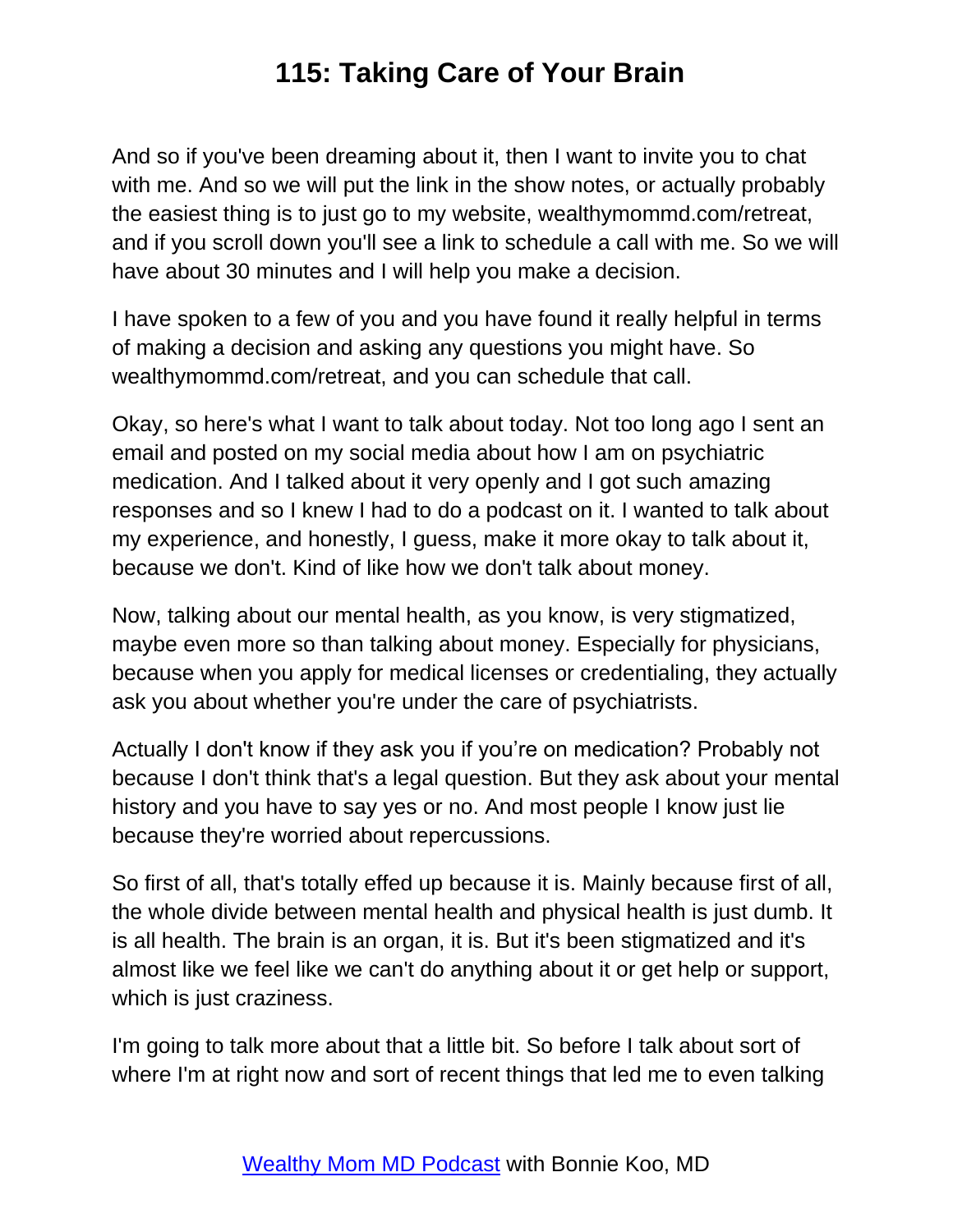And so if you've been dreaming about it, then I want to invite you to chat with me. And so we will put the link in the show notes, or actually probably the easiest thing is to just go to my website, wealthymommd.com/retreat, and if you scroll down you'll see a link to schedule a call with me. So we will have about 30 minutes and I will help you make a decision.

I have spoken to a few of you and you have found it really helpful in terms of making a decision and asking any questions you might have. So wealthymommd.com/retreat, and you can schedule that call.

Okay, so here's what I want to talk about today. Not too long ago I sent an email and posted on my social media about how I am on psychiatric medication. And I talked about it very openly and I got such amazing responses and so I knew I had to do a podcast on it. I wanted to talk about my experience, and honestly, I guess, make it more okay to talk about it, because we don't. Kind of like how we don't talk about money.

Now, talking about our mental health, as you know, is very stigmatized, maybe even more so than talking about money. Especially for physicians, because when you apply for medical licenses or credentialing, they actually ask you about whether you're under the care of psychiatrists.

Actually I don't know if they ask you if you're on medication? Probably not because I don't think that's a legal question. But they ask about your mental history and you have to say yes or no. And most people I know just lie because they're worried about repercussions.

So first of all, that's totally effed up because it is. Mainly because first of all, the whole divide between mental health and physical health is just dumb. It is all health. The brain is an organ, it is. But it's been stigmatized and it's almost like we feel like we can't do anything about it or get help or support, which is just craziness.

I'm going to talk more about that a little bit. So before I talk about sort of where I'm at right now and sort of recent things that led me to even talking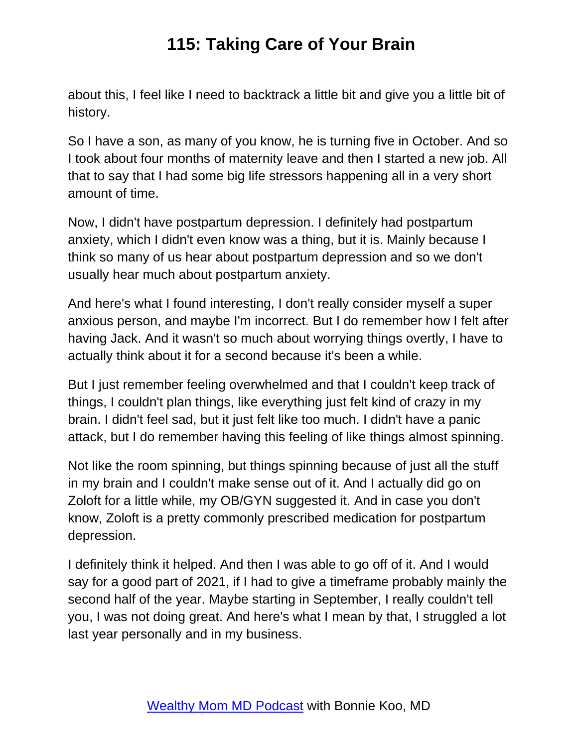about this, I feel like I need to backtrack a little bit and give you a little bit of history.

So I have a son, as many of you know, he is turning five in October. And so I took about four months of maternity leave and then I started a new job. All that to say that I had some big life stressors happening all in a very short amount of time.

Now, I didn't have postpartum depression. I definitely had postpartum anxiety, which I didn't even know was a thing, but it is. Mainly because I think so many of us hear about postpartum depression and so we don't usually hear much about postpartum anxiety.

And here's what I found interesting, I don't really consider myself a super anxious person, and maybe I'm incorrect. But I do remember how I felt after having Jack. And it wasn't so much about worrying things overtly, I have to actually think about it for a second because it's been a while.

But I just remember feeling overwhelmed and that I couldn't keep track of things, I couldn't plan things, like everything just felt kind of crazy in my brain. I didn't feel sad, but it just felt like too much. I didn't have a panic attack, but I do remember having this feeling of like things almost spinning.

Not like the room spinning, but things spinning because of just all the stuff in my brain and I couldn't make sense out of it. And I actually did go on Zoloft for a little while, my OB/GYN suggested it. And in case you don't know, Zoloft is a pretty commonly prescribed medication for postpartum depression.

I definitely think it helped. And then I was able to go off of it. And I would say for a good part of 2021, if I had to give a timeframe probably mainly the second half of the year. Maybe starting in September, I really couldn't tell you, I was not doing great. And here's what I mean by that, I struggled a lot last year personally and in my business.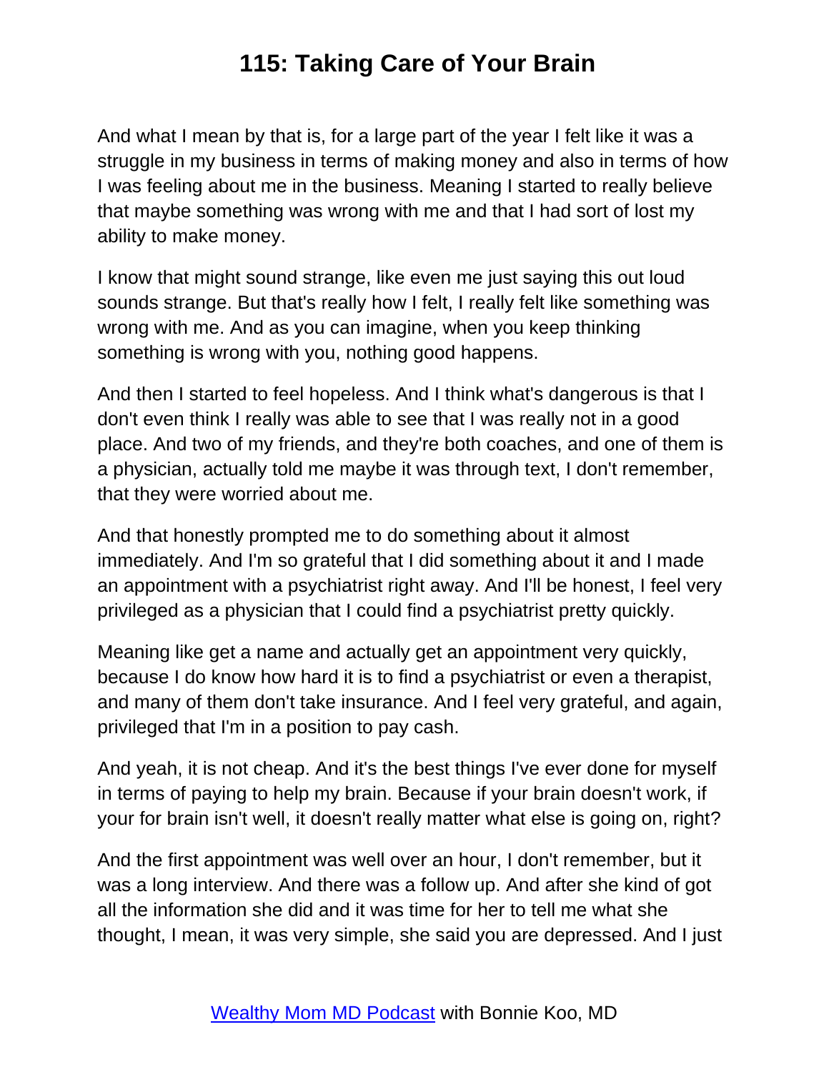And what I mean by that is, for a large part of the year I felt like it was a struggle in my business in terms of making money and also in terms of how I was feeling about me in the business. Meaning I started to really believe that maybe something was wrong with me and that I had sort of lost my ability to make money.

I know that might sound strange, like even me just saying this out loud sounds strange. But that's really how I felt, I really felt like something was wrong with me. And as you can imagine, when you keep thinking something is wrong with you, nothing good happens.

And then I started to feel hopeless. And I think what's dangerous is that I don't even think I really was able to see that I was really not in a good place. And two of my friends, and they're both coaches, and one of them is a physician, actually told me maybe it was through text, I don't remember, that they were worried about me.

And that honestly prompted me to do something about it almost immediately. And I'm so grateful that I did something about it and I made an appointment with a psychiatrist right away. And I'll be honest, I feel very privileged as a physician that I could find a psychiatrist pretty quickly.

Meaning like get a name and actually get an appointment very quickly, because I do know how hard it is to find a psychiatrist or even a therapist, and many of them don't take insurance. And I feel very grateful, and again, privileged that I'm in a position to pay cash.

And yeah, it is not cheap. And it's the best things I've ever done for myself in terms of paying to help my brain. Because if your brain doesn't work, if your for brain isn't well, it doesn't really matter what else is going on, right?

And the first appointment was well over an hour, I don't remember, but it was a long interview. And there was a follow up. And after she kind of got all the information she did and it was time for her to tell me what she thought, I mean, it was very simple, she said you are depressed. And I just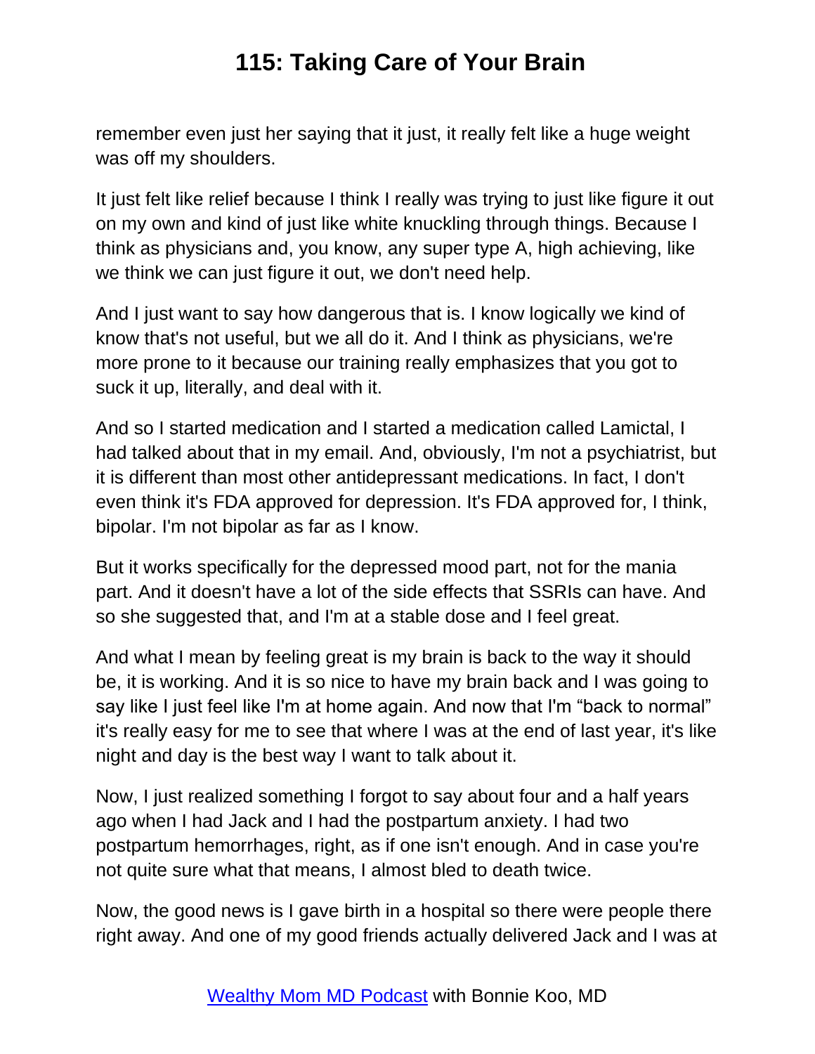remember even just her saying that it just, it really felt like a huge weight was off my shoulders.

It just felt like relief because I think I really was trying to just like figure it out on my own and kind of just like white knuckling through things. Because I think as physicians and, you know, any super type A, high achieving, like we think we can just figure it out, we don't need help.

And I just want to say how dangerous that is. I know logically we kind of know that's not useful, but we all do it. And I think as physicians, we're more prone to it because our training really emphasizes that you got to suck it up, literally, and deal with it.

And so I started medication and I started a medication called Lamictal, I had talked about that in my email. And, obviously, I'm not a psychiatrist, but it is different than most other antidepressant medications. In fact, I don't even think it's FDA approved for depression. It's FDA approved for, I think, bipolar. I'm not bipolar as far as I know.

But it works specifically for the depressed mood part, not for the mania part. And it doesn't have a lot of the side effects that SSRIs can have. And so she suggested that, and I'm at a stable dose and I feel great.

And what I mean by feeling great is my brain is back to the way it should be, it is working. And it is so nice to have my brain back and I was going to say like I just feel like I'm at home again. And now that I'm "back to normal" it's really easy for me to see that where I was at the end of last year, it's like night and day is the best way I want to talk about it.

Now, I just realized something I forgot to say about four and a half years ago when I had Jack and I had the postpartum anxiety. I had two postpartum hemorrhages, right, as if one isn't enough. And in case you're not quite sure what that means, I almost bled to death twice.

Now, the good news is I gave birth in a hospital so there were people there right away. And one of my good friends actually delivered Jack and I was at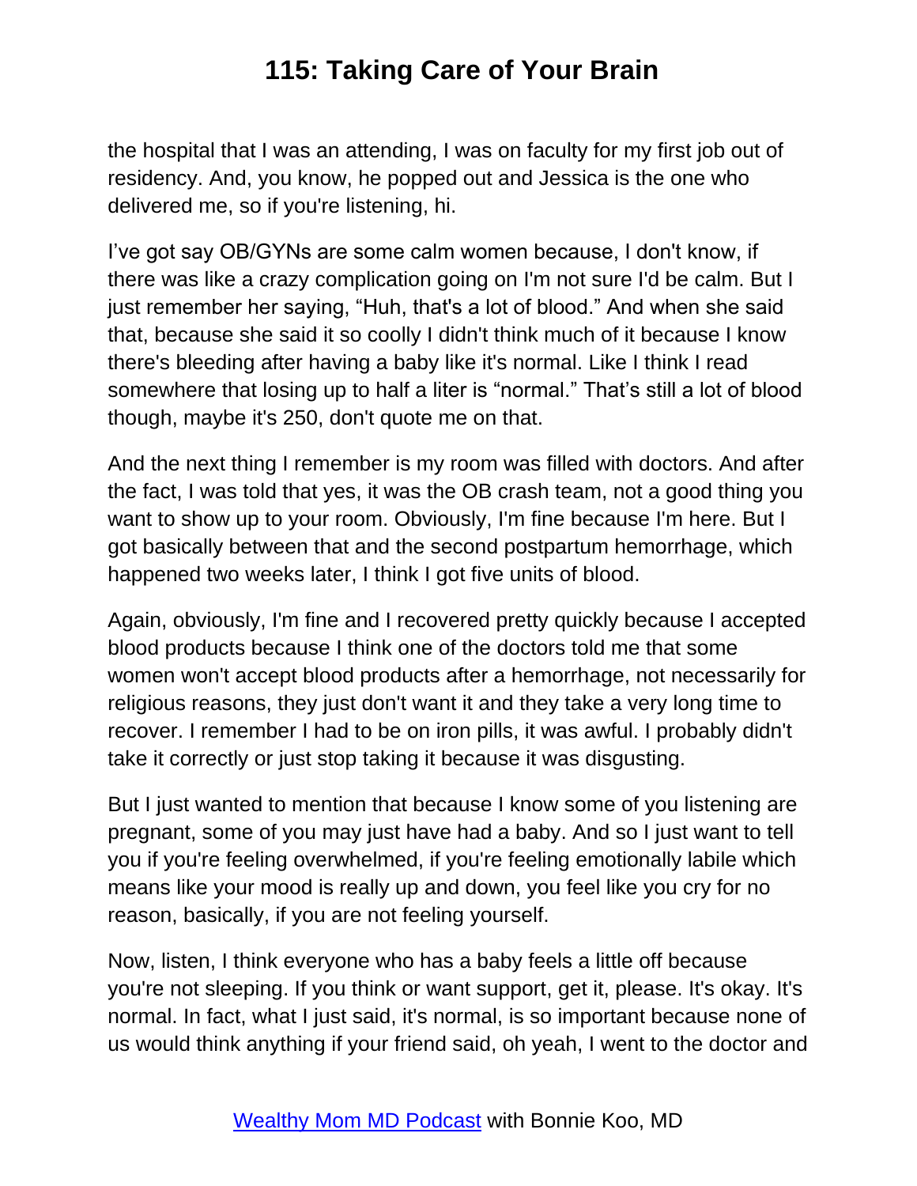the hospital that I was an attending, I was on faculty for my first job out of residency. And, you know, he popped out and Jessica is the one who delivered me, so if you're listening, hi.

I've got say OB/GYNs are some calm women because, I don't know, if there was like a crazy complication going on I'm not sure I'd be calm. But I just remember her saying, "Huh, that's a lot of blood." And when she said that, because she said it so coolly I didn't think much of it because I know there's bleeding after having a baby like it's normal. Like I think I read somewhere that losing up to half a liter is "normal." That's still a lot of blood though, maybe it's 250, don't quote me on that.

And the next thing I remember is my room was filled with doctors. And after the fact, I was told that yes, it was the OB crash team, not a good thing you want to show up to your room. Obviously, I'm fine because I'm here. But I got basically between that and the second postpartum hemorrhage, which happened two weeks later, I think I got five units of blood.

Again, obviously, I'm fine and I recovered pretty quickly because I accepted blood products because I think one of the doctors told me that some women won't accept blood products after a hemorrhage, not necessarily for religious reasons, they just don't want it and they take a very long time to recover. I remember I had to be on iron pills, it was awful. I probably didn't take it correctly or just stop taking it because it was disgusting.

But I just wanted to mention that because I know some of you listening are pregnant, some of you may just have had a baby. And so I just want to tell you if you're feeling overwhelmed, if you're feeling emotionally labile which means like your mood is really up and down, you feel like you cry for no reason, basically, if you are not feeling yourself.

Now, listen, I think everyone who has a baby feels a little off because you're not sleeping. If you think or want support, get it, please. It's okay. It's normal. In fact, what I just said, it's normal, is so important because none of us would think anything if your friend said, oh yeah, I went to the doctor and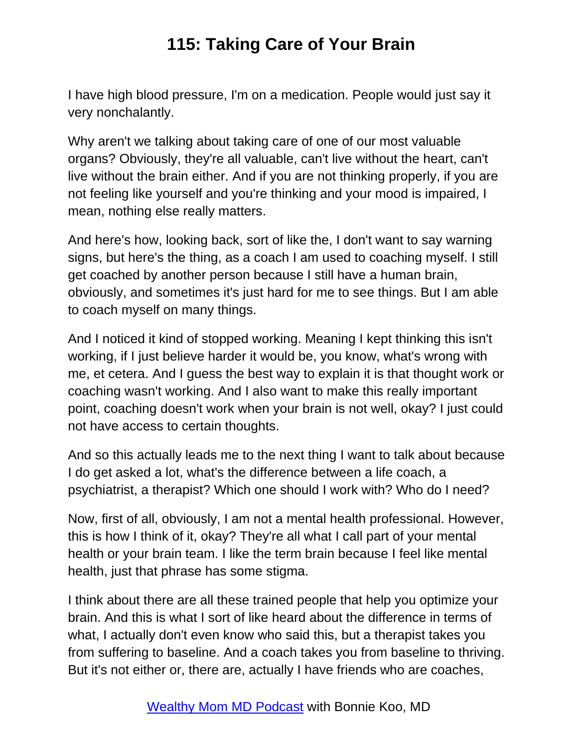I have high blood pressure, I'm on a medication. People would just say it very nonchalantly.

Why aren't we talking about taking care of one of our most valuable organs? Obviously, they're all valuable, can't live without the heart, can't live without the brain either. And if you are not thinking properly, if you are not feeling like yourself and you're thinking and your mood is impaired, I mean, nothing else really matters.

And here's how, looking back, sort of like the, I don't want to say warning signs, but here's the thing, as a coach I am used to coaching myself. I still get coached by another person because I still have a human brain, obviously, and sometimes it's just hard for me to see things. But I am able to coach myself on many things.

And I noticed it kind of stopped working. Meaning I kept thinking this isn't working, if I just believe harder it would be, you know, what's wrong with me, et cetera. And I guess the best way to explain it is that thought work or coaching wasn't working. And I also want to make this really important point, coaching doesn't work when your brain is not well, okay? I just could not have access to certain thoughts.

And so this actually leads me to the next thing I want to talk about because I do get asked a lot, what's the difference between a life coach, a psychiatrist, a therapist? Which one should I work with? Who do I need?

Now, first of all, obviously, I am not a mental health professional. However, this is how I think of it, okay? They're all what I call part of your mental health or your brain team. I like the term brain because I feel like mental health, just that phrase has some stigma.

I think about there are all these trained people that help you optimize your brain. And this is what I sort of like heard about the difference in terms of what, I actually don't even know who said this, but a therapist takes you from suffering to baseline. And a coach takes you from baseline to thriving. But it's not either or, there are, actually I have friends who are coaches,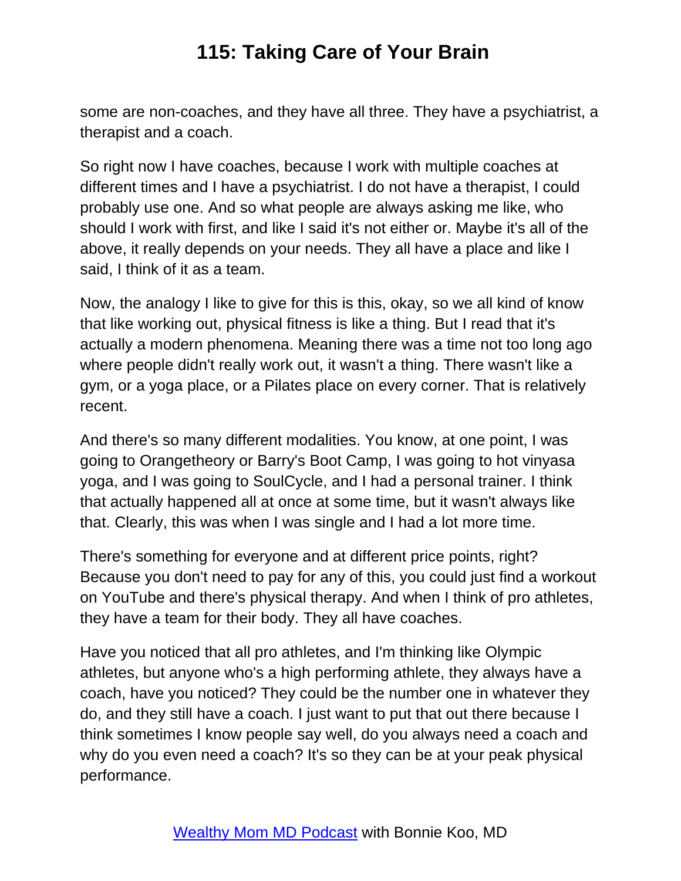some are non-coaches, and they have all three. They have a psychiatrist, a therapist and a coach.

So right now I have coaches, because I work with multiple coaches at different times and I have a psychiatrist. I do not have a therapist, I could probably use one. And so what people are always asking me like, who should I work with first, and like I said it's not either or. Maybe it's all of the above, it really depends on your needs. They all have a place and like I said, I think of it as a team.

Now, the analogy I like to give for this is this, okay, so we all kind of know that like working out, physical fitness is like a thing. But I read that it's actually a modern phenomena. Meaning there was a time not too long ago where people didn't really work out, it wasn't a thing. There wasn't like a gym, or a yoga place, or a Pilates place on every corner. That is relatively recent.

And there's so many different modalities. You know, at one point, I was going to Orangetheory or Barry's Boot Camp, I was going to hot vinyasa yoga, and I was going to SoulCycle, and I had a personal trainer. I think that actually happened all at once at some time, but it wasn't always like that. Clearly, this was when I was single and I had a lot more time.

There's something for everyone and at different price points, right? Because you don't need to pay for any of this, you could just find a workout on YouTube and there's physical therapy. And when I think of pro athletes, they have a team for their body. They all have coaches.

Have you noticed that all pro athletes, and I'm thinking like Olympic athletes, but anyone who's a high performing athlete, they always have a coach, have you noticed? They could be the number one in whatever they do, and they still have a coach. I just want to put that out there because I think sometimes I know people say well, do you always need a coach and why do you even need a coach? It's so they can be at your peak physical performance.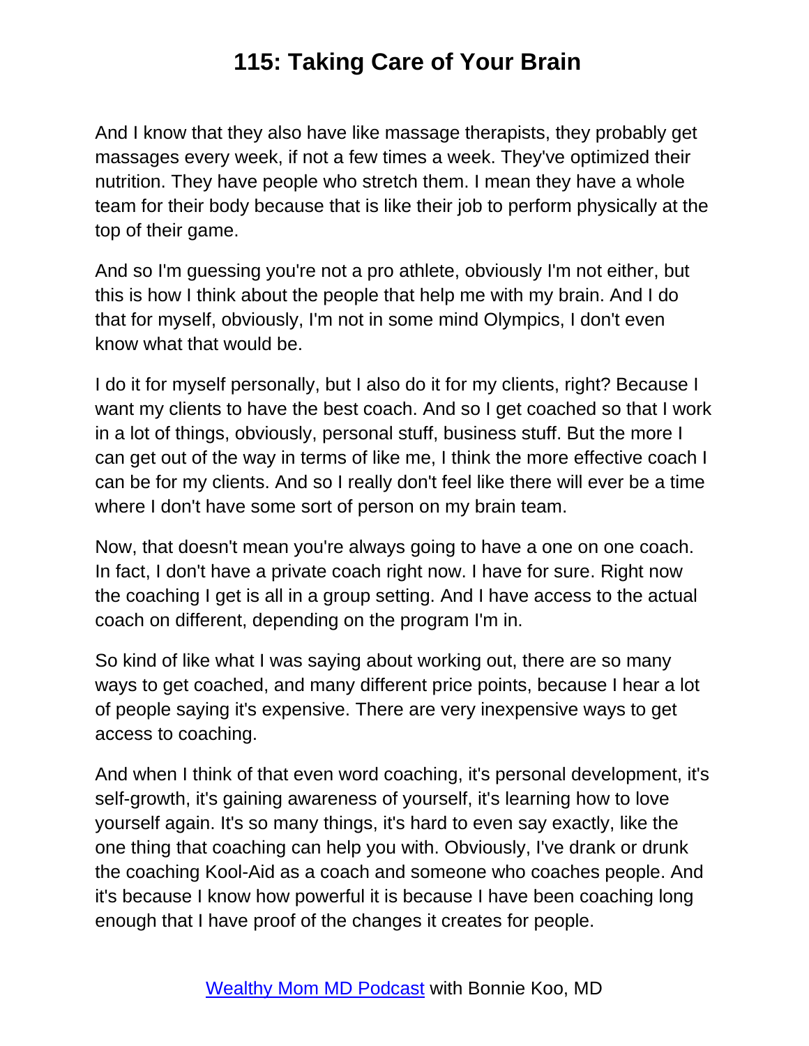And I know that they also have like massage therapists, they probably get massages every week, if not a few times a week. They've optimized their nutrition. They have people who stretch them. I mean they have a whole team for their body because that is like their job to perform physically at the top of their game.

And so I'm guessing you're not a pro athlete, obviously I'm not either, but this is how I think about the people that help me with my brain. And I do that for myself, obviously, I'm not in some mind Olympics, I don't even know what that would be.

I do it for myself personally, but I also do it for my clients, right? Because I want my clients to have the best coach. And so I get coached so that I work in a lot of things, obviously, personal stuff, business stuff. But the more I can get out of the way in terms of like me, I think the more effective coach I can be for my clients. And so I really don't feel like there will ever be a time where I don't have some sort of person on my brain team.

Now, that doesn't mean you're always going to have a one on one coach. In fact, I don't have a private coach right now. I have for sure. Right now the coaching I get is all in a group setting. And I have access to the actual coach on different, depending on the program I'm in.

So kind of like what I was saying about working out, there are so many ways to get coached, and many different price points, because I hear a lot of people saying it's expensive. There are very inexpensive ways to get access to coaching.

And when I think of that even word coaching, it's personal development, it's self-growth, it's gaining awareness of yourself, it's learning how to love yourself again. It's so many things, it's hard to even say exactly, like the one thing that coaching can help you with. Obviously, I've drank or drunk the coaching Kool-Aid as a coach and someone who coaches people. And it's because I know how powerful it is because I have been coaching long enough that I have proof of the changes it creates for people.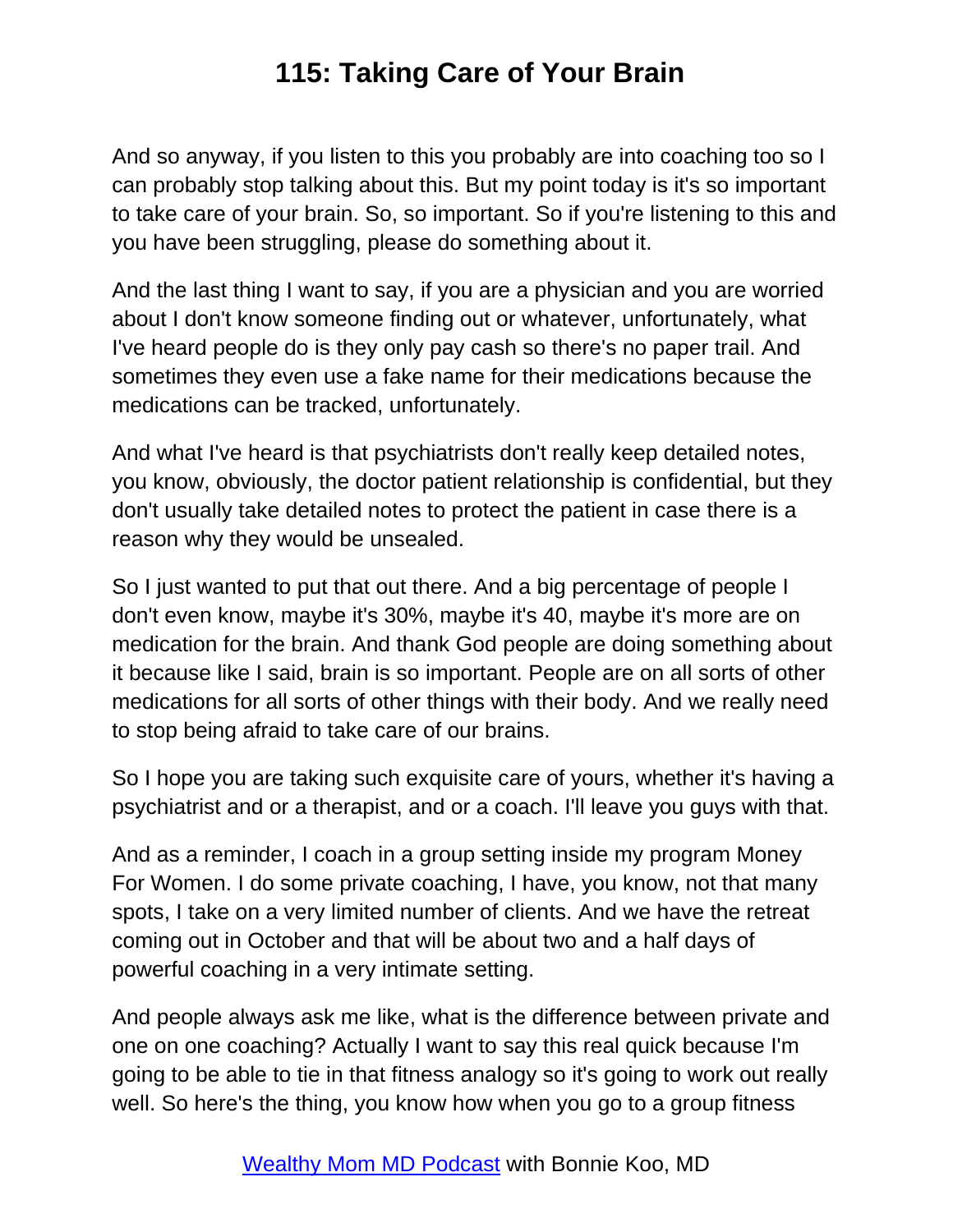And so anyway, if you listen to this you probably are into coaching too so I can probably stop talking about this. But my point today is it's so important to take care of your brain. So, so important. So if you're listening to this and you have been struggling, please do something about it.

And the last thing I want to say, if you are a physician and you are worried about I don't know someone finding out or whatever, unfortunately, what I've heard people do is they only pay cash so there's no paper trail. And sometimes they even use a fake name for their medications because the medications can be tracked, unfortunately.

And what I've heard is that psychiatrists don't really keep detailed notes, you know, obviously, the doctor patient relationship is confidential, but they don't usually take detailed notes to protect the patient in case there is a reason why they would be unsealed.

So I just wanted to put that out there. And a big percentage of people I don't even know, maybe it's 30%, maybe it's 40, maybe it's more are on medication for the brain. And thank God people are doing something about it because like I said, brain is so important. People are on all sorts of other medications for all sorts of other things with their body. And we really need to stop being afraid to take care of our brains.

So I hope you are taking such exquisite care of yours, whether it's having a psychiatrist and or a therapist, and or a coach. I'll leave you guys with that.

And as a reminder, I coach in a group setting inside my program Money For Women. I do some private coaching, I have, you know, not that many spots, I take on a very limited number of clients. And we have the retreat coming out in October and that will be about two and a half days of powerful coaching in a very intimate setting.

And people always ask me like, what is the difference between private and one on one coaching? Actually I want to say this real quick because I'm going to be able to tie in that fitness analogy so it's going to work out really well. So here's the thing, you know how when you go to a group fitness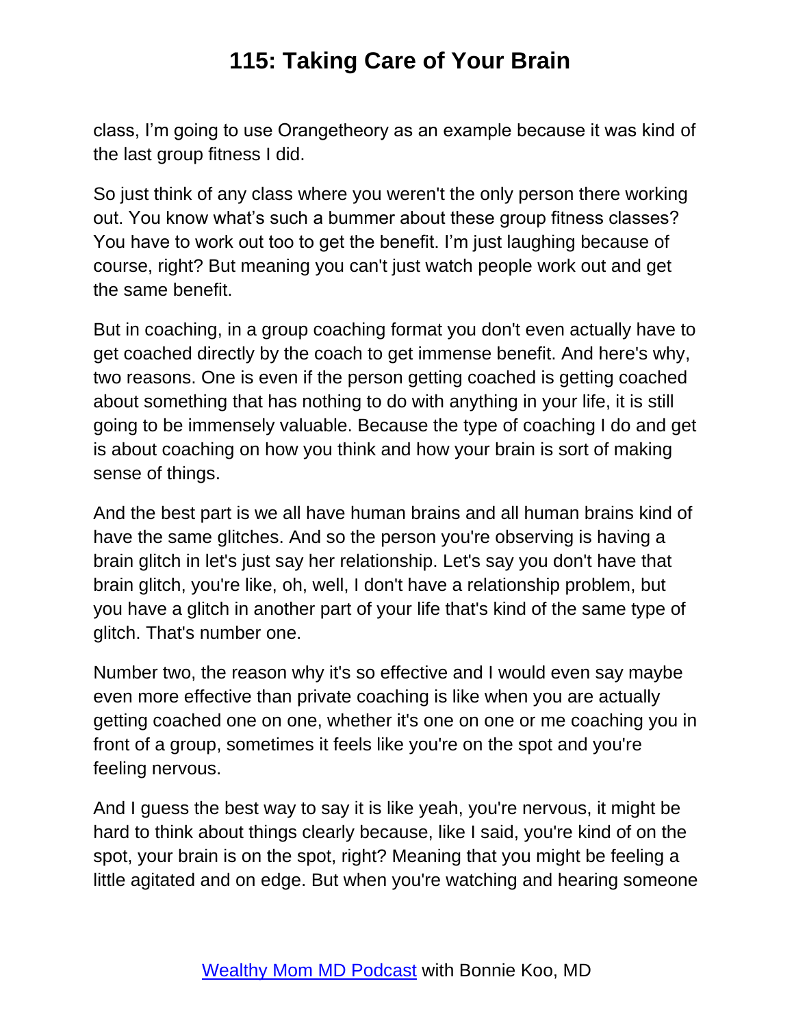class, I'm going to use Orangetheory as an example because it was kind of the last group fitness I did.

So just think of any class where you weren't the only person there working out. You know what's such a bummer about these group fitness classes? You have to work out too to get the benefit. I'm just laughing because of course, right? But meaning you can't just watch people work out and get the same benefit.

But in coaching, in a group coaching format you don't even actually have to get coached directly by the coach to get immense benefit. And here's why, two reasons. One is even if the person getting coached is getting coached about something that has nothing to do with anything in your life, it is still going to be immensely valuable. Because the type of coaching I do and get is about coaching on how you think and how your brain is sort of making sense of things.

And the best part is we all have human brains and all human brains kind of have the same glitches. And so the person you're observing is having a brain glitch in let's just say her relationship. Let's say you don't have that brain glitch, you're like, oh, well, I don't have a relationship problem, but you have a glitch in another part of your life that's kind of the same type of glitch. That's number one.

Number two, the reason why it's so effective and I would even say maybe even more effective than private coaching is like when you are actually getting coached one on one, whether it's one on one or me coaching you in front of a group, sometimes it feels like you're on the spot and you're feeling nervous.

And I guess the best way to say it is like yeah, you're nervous, it might be hard to think about things clearly because, like I said, you're kind of on the spot, your brain is on the spot, right? Meaning that you might be feeling a little agitated and on edge. But when you're watching and hearing someone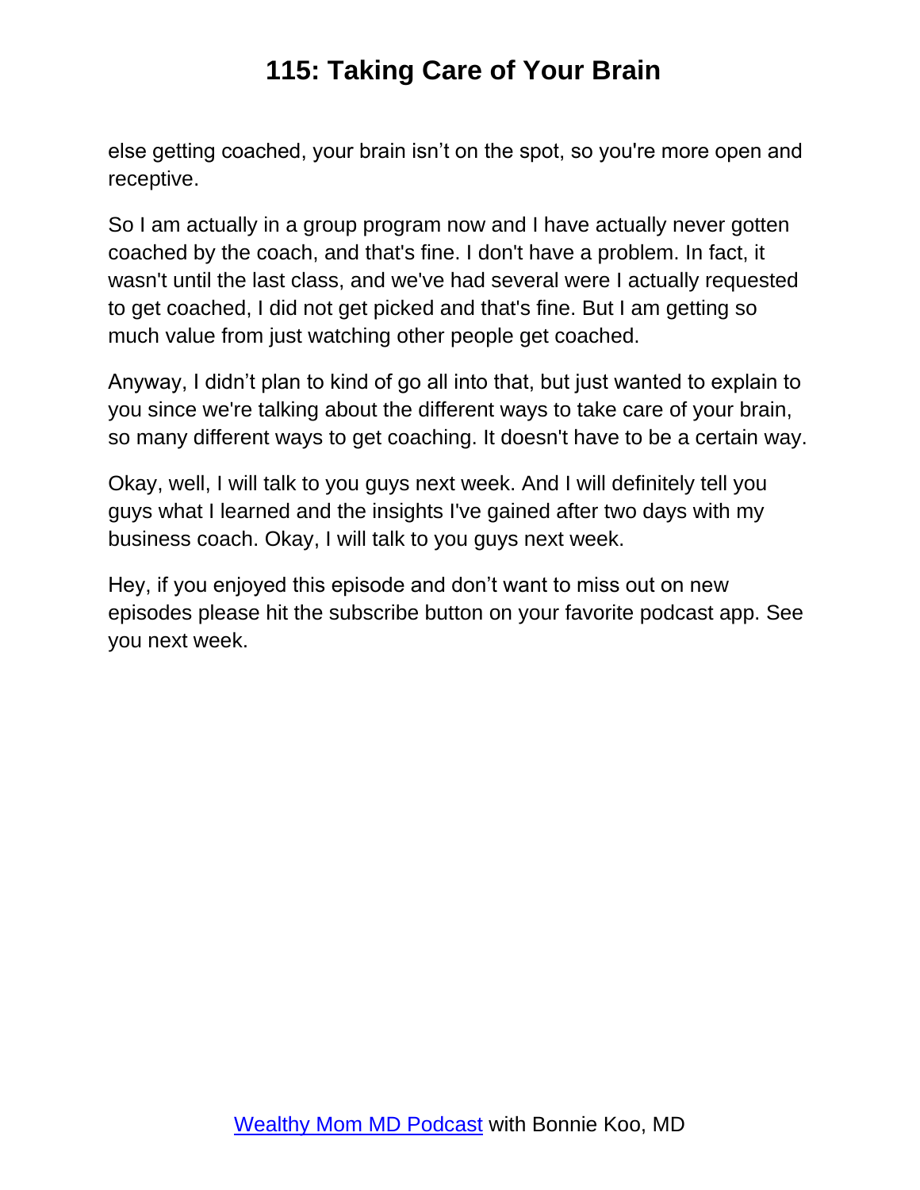else getting coached, your brain isn't on the spot, so you're more open and receptive.

So I am actually in a group program now and I have actually never gotten coached by the coach, and that's fine. I don't have a problem. In fact, it wasn't until the last class, and we've had several were I actually requested to get coached, I did not get picked and that's fine. But I am getting so much value from just watching other people get coached.

Anyway, I didn't plan to kind of go all into that, but just wanted to explain to you since we're talking about the different ways to take care of your brain, so many different ways to get coaching. It doesn't have to be a certain way.

Okay, well, I will talk to you guys next week. And I will definitely tell you guys what I learned and the insights I've gained after two days with my business coach. Okay, I will talk to you guys next week.

Hey, if you enjoyed this episode and don't want to miss out on new episodes please hit the subscribe button on your favorite podcast app. See you next week.